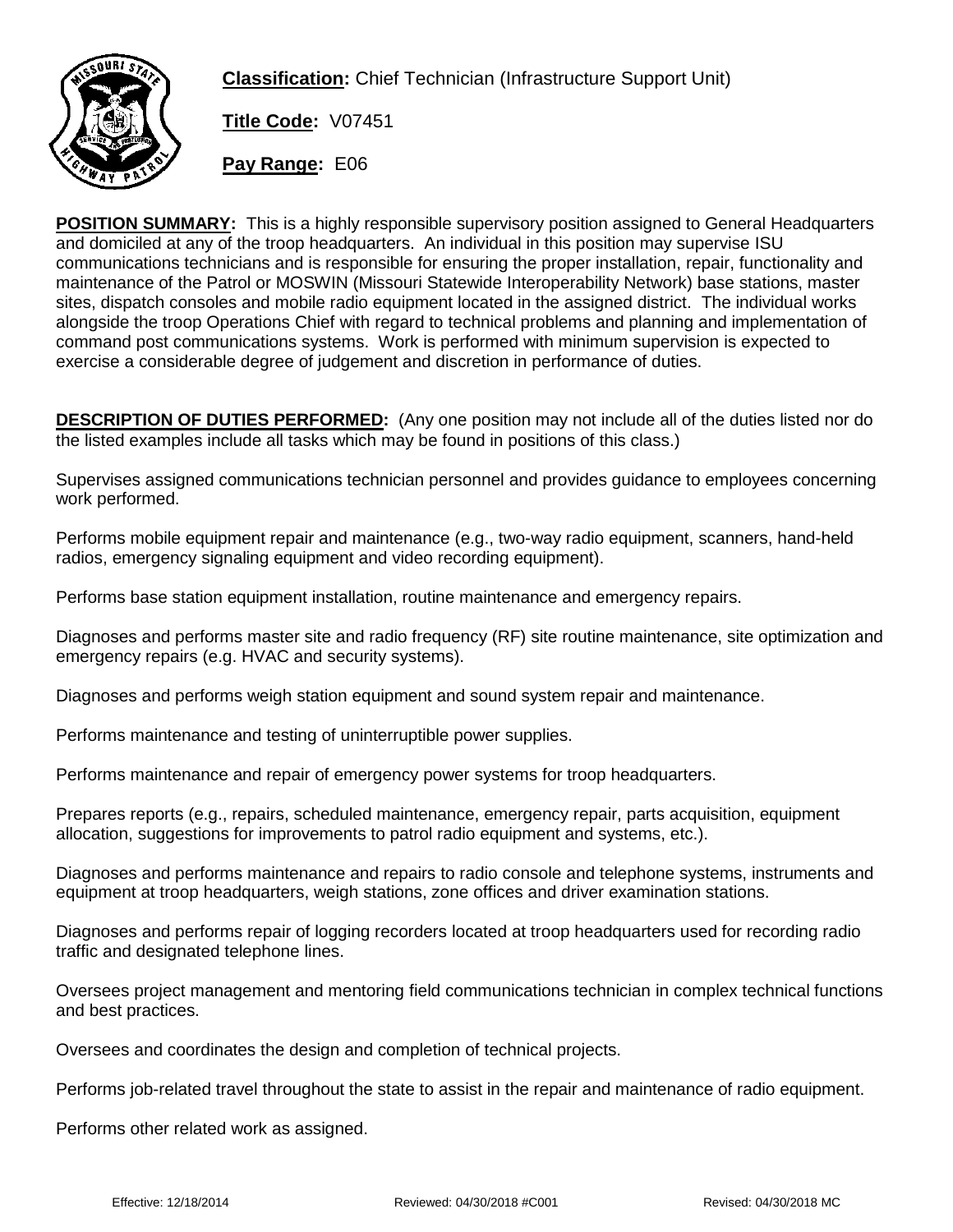**Classification:** Chief Technician (Infrastructure Support Unit)

**Title Code:** V07451

**Pay Range:** E06

**POSITION SUMMARY:** This is a highly responsible supervisory position assigned to General Headquarters and domiciled at any of the troop headquarters. An individual in this position may supervise ISU communications technicians and is responsible for ensuring the proper installation, repair, functionality and maintenance of the Patrol or MOSWIN (Missouri Statewide Interoperability Network) base stations, master sites, dispatch consoles and mobile radio equipment located in the assigned district. The individual works alongside the troop Operations Chief with regard to technical problems and planning and implementation of command post communications systems. Work is performed with minimum supervision is expected to exercise a considerable degree of judgement and discretion in performance of duties.

**DESCRIPTION OF DUTIES PERFORMED:** (Any one position may not include all of the duties listed nor do the listed examples include all tasks which may be found in positions of this class.)

Supervises assigned communications technician personnel and provides guidance to employees concerning work performed.

Performs mobile equipment repair and maintenance (e.g., two-way radio equipment, scanners, hand-held radios, emergency signaling equipment and video recording equipment).

Performs base station equipment installation, routine maintenance and emergency repairs.

Diagnoses and performs master site and radio frequency (RF) site routine maintenance, site optimization and emergency repairs (e.g. HVAC and security systems).

Diagnoses and performs weigh station equipment and sound system repair and maintenance.

Performs maintenance and testing of uninterruptible power supplies.

Performs maintenance and repair of emergency power systems for troop headquarters.

Prepares reports (e.g., repairs, scheduled maintenance, emergency repair, parts acquisition, equipment allocation, suggestions for improvements to patrol radio equipment and systems, etc.).

Diagnoses and performs maintenance and repairs to radio console and telephone systems, instruments and equipment at troop headquarters, weigh stations, zone offices and driver examination stations.

Diagnoses and performs repair of logging recorders located at troop headquarters used for recording radio traffic and designated telephone lines.

Oversees project management and mentoring field communications technician in complex technical functions and best practices.

Oversees and coordinates the design and completion of technical projects.

Performs job-related travel throughout the state to assist in the repair and maintenance of radio equipment.

Performs other related work as assigned.

Effective: 12/18/2014 Reviewed: 04/30/2018 #C001 Revised: 04/30/2018 MC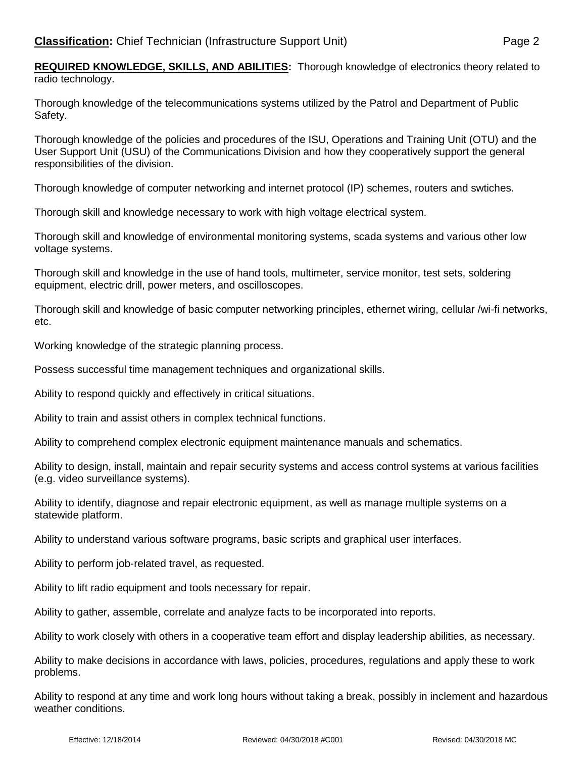**Classification:** Chief Technician (Infrastructure Support Unit)

**REQUIRED KNOWLEDGE, SKILLS, AND ABILITIES:** Thorough knowledge of electronics theory related to radio technology.

Thorough knowledge of the telecommunications systems utilized by the Patrol and Department of Public Safety.

Thorough knowledge of the policies and procedures of the ISU, Operations and Training Unit (OTU) and the User Support Unit (USU) of the Communications Division and how they cooperatively support the general responsibilities of the division.

Thorough knowledge of computer networking and internet protocol (IP) schemes, routers and swtiches.

Thorough skill and knowledge necessary to work with high voltage electrical system.

Thorough skill and knowledge of environmental monitoring systems, scada systems and various other low voltage systems.

Thorough skill and knowledge in the use of hand tools, multimeter, service monitor, test sets, soldering equipment, electric drill, power meters, and oscilloscopes.

Thorough skill and knowledge of basic computer networking principles, ethernet wiring, cellular /wi-fi networks, etc.

Working knowledge of the strategic planning process.

Possess successful time management techniques and organizational skills.

Ability to respond quickly and effectively in critical situations.

Ability to train and assist others in complex technical functions.

Ability to comprehend complex electronic equipment maintenance manuals and schematics.

Ability to design, install, maintain and repair security systems and access control systems at various facilities (e.g. video surveillance systems).

Ability to identify, diagnose and repair electronic equipment, as well as manage multiple systems on a statewide platform.

Ability to understand various software programs, basic scripts and graphical user interfaces.

Ability to perform job-related travel, as requested.

Ability to lift radio equipment and tools necessary for repair.

Ability to gather, assemble, correlate and analyze facts to be incorporated into reports.

Ability to work closely with others in a cooperative team effort and display leadership abilities, as necessary.

Ability to make decisions in accordance with laws, policies, procedures, regulations and apply these to work problems.

Ability to respond at any time and work long hours without taking a break, possibly in inclement and hazardous weather conditions.

Effective: 12/18/2014 Reviewed: 04/30/2018 #C001 Revised: 04/30/2018 MC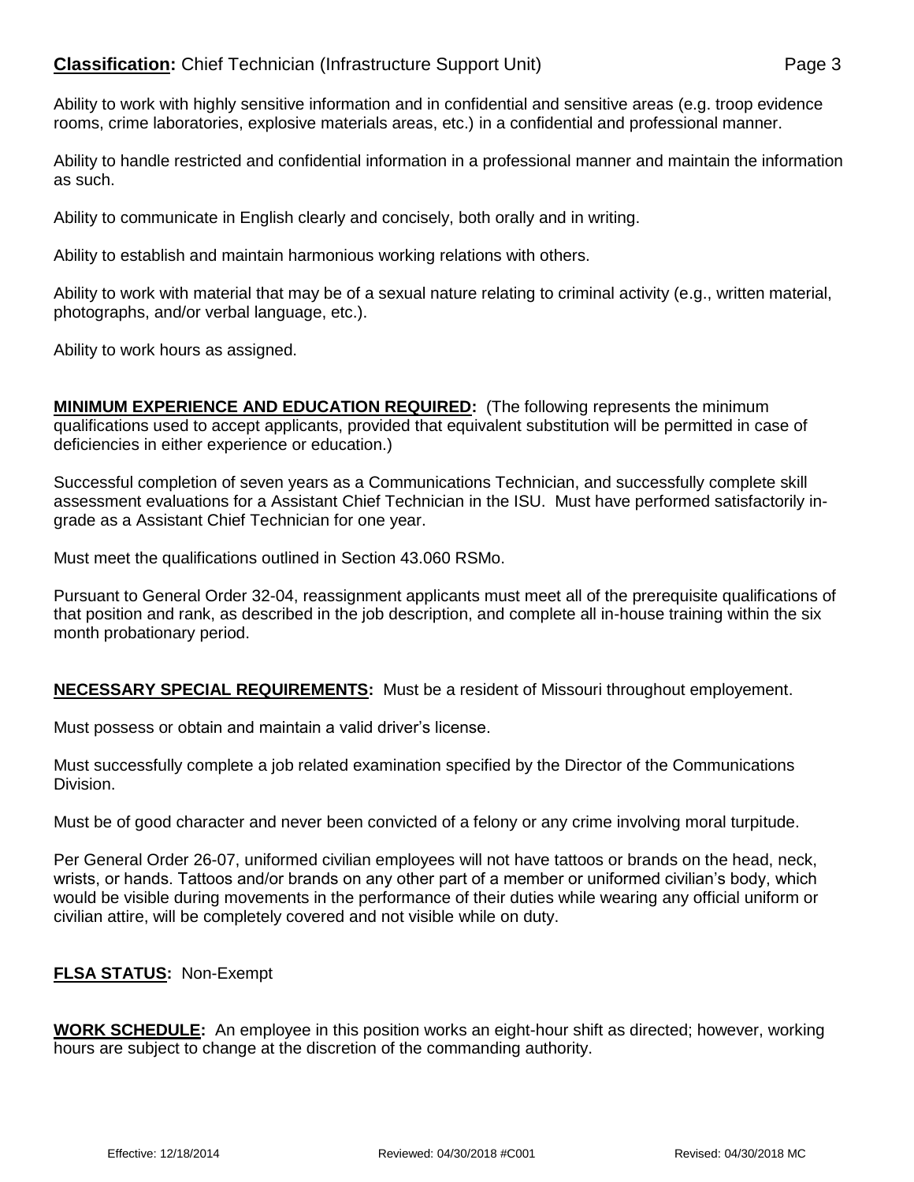Ability to work with highly sensitive information and in confidential and sensitive areas (e.g. troop evidence rooms, crime laboratories, explosive materials areas, etc.) in a confidential and professional manner.

Ability to handle restricted and confidential information in a professional manner and maintain the information as such.

Ability to communicate in English clearly and concisely, both orally and in writing.

Ability to establish and maintain harmonious working relations with others.

Ability to work with material that may be of a sexual nature relating to criminal activity (e.g., written material, photographs, and/or verbal language, etc.).

Ability to work hours as assigned.

**MINIMUM EXPERIENCE AND EDUCATION REQUIRED:** (The following represents the minimum qualifications used to accept applicants, provided that equivalent substitution will be permitted in case of deficiencies in either experience or education.)

Successful completion of seven years as a Communications Technician, and successfully complete skill assessment evaluations for a Assistant Chief Technician in the ISU. Must have performed satisfactorily in-grade as a Assistant Chief Technician for one year.

Must meet the qualifications outlined in Section 43.060 RSMo.

Pursuant to General Order 32-04, reassignment applicants must meet all of the prerequisite qualifications of that position and rank, as described in the job description, and complete all in-house training within the six month probationary period.

**NECESSARY SPECIAL REQUIREMENTS:** Must be a resident of Missouri throughout employement.

Must possess or obtain and maintain a valid driver's license.

Must successfully complete a job related examination specified by the Director of the Communications Division.

Must be of good character and never been convicted of a felony or any crime involving moral turpitude.

Per General Order 26-07, uniformed civilian employees will not have tattoos or brands on the head, neck, wrists, or hands. Tattoos and/or brands on any other part of a member or uniformed civilian's body, which would be visible during movements in the performance of their duties while wearing any official uniform or civilian attire, will be completely covered and not visible while on duty.

**FLSA STATUS:** Non-Exempt

**WORK SCHEDULE:** An employee in this position works an eight-hour shift as directed; however, working hours are subject to change at the discretion of the commanding authority.

Effective: 12/18/2014 Reviewed: 04/30/2018 #C001 Revised: 04/30/2018 MC